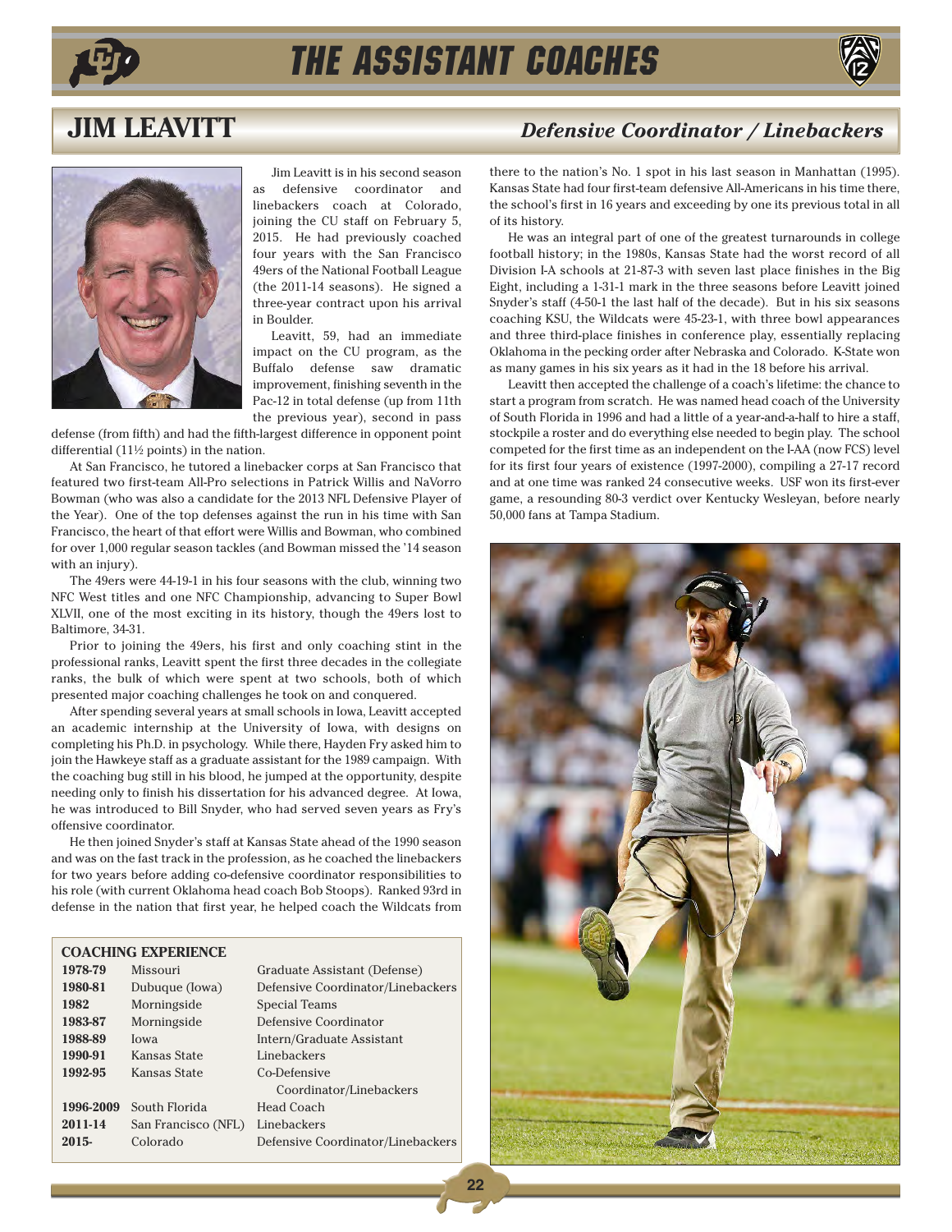# THE ASSISTANT COACHES

## JIM LEAVITT

*Defensive Coordinator / Linebackers*

Jim Leavitt is in his second season as defensive coordinator and linebackers coach at Colorado, joining the CU staff on February 5, 2015. He had previously coached four years with the San Francisco 49ers of the National Football League (the 2011-14 seasons). He signed a three-year contract upon his arrival in Boulder.

Leavitt, 59, had an immediate impact on the CU program, as the Buffalo defense saw dramatic improvement, finishing seventh in the Pac-12 in total defense (up from 11th the previous year), second in pass defense (from fifth) and had the fifth-largest difference in opponent point differential (11½ points) in the nation.

At San Francisco, he tutored a linebacker corps at San Francisco that featured two first-team All-Pro selections in Patrick Willis and NaVorro Bowman (who was also a candidate for the 2013 NFL Defensive Player of the Year). One of the top defenses against the run in his time with San Francisco, the heart of that effort were Willis and Bowman, who combined for over 1,000 regular season tackles (and Bowman missed the '14 season with an injury).

The 49ers were 44-19-1 in his four seasons with the club, winning two NFC West titles and one NFC Championship, advancing to Super Bowl XLVII, one of the most exciting in its history, though the 49ers lost to Baltimore, 34-31.

Prior to joining the 49ers, his first and only coaching stint in the professional ranks, Leavitt spent the first three decades in the collegiate ranks, the bulk of which were spent at two schools, both of which presented major coaching challenges he took on and conquered.

After spending several years at small schools in Iowa, Leavitt accepted an academic internship at the University of Iowa, with designs on completing his Ph.D. in psychology. While there, Hayden Fry asked him to join the Hawkeye staff as a graduate assistant for the 1989 campaign. With the coaching bug still in his blood, he jumped at the opportunity, despite needing only to finish his dissertation for his advanced degree. At Iowa, he was introduced to Bill Snyder, who had served seven years as Fry's offensive coordinator.

He then joined Snyder's staff at Kansas State ahead of the 1990 season and was on the fast track in the profession, as he coached the linebackers for two years before adding co-defensive coordinator responsibilities to his role (with current Oklahoma head coach Bob Stoops). Ranked 93rd in defense in the nation that first year, he helped coach the Wildcats from there to the nation's No. 1 spot in his last season in Manhattan (1995). Kansas State had four first-team defensive All-Americans in his time there, the school's first in 16 years and exceeding by one its previous total in all of its history.

He was an integral part of one of the greatest turnarounds in college football history; in the 1980s, Kansas State had the worst record of all Division I-A schools at 21-87-3 with seven last place finishes in the Big Eight, including a 1-31-1 mark in the three seasons before Leavitt joined Snyder's staff (4-50-1 the last half of the decade). But in his six seasons coaching KSU, the Wildcats were 45-23-1, with three bowl appearances and three third-place finishes in conference play, essentially replacing Oklahoma in the pecking order after Nebraska and Colorado. K-State won as many games in his six years as it had in the 18 before his arrival.

Leavitt then accepted the challenge of a coach's lifetime: the chance to start a program from scratch. He was named head coach of the University of South Florida in 1996 and had a little of a year-and-a-half to hire a staff, stockpile a roster and do everything else needed to begin play. The school competed for the first time as an independent on the I-AA (now FCS) level for its first four years of existence (1997-2000), compiling a 27-17 record and at one time was ranked 24 consecutive weeks. USF won its first-ever game, a resounding 80-3 verdict over Kentucky Wesleyan, before nearly 50,000 fans at Tampa Stadium.

**COACHING EXPERIENCE**

| | | |
|---|---|---|
| **1978-79** | Missouri | Graduate Assistant (Defense) |
| **1980-81** | Dubuque (Iowa) | Defensive Coordinator/Linebackers |
| **1982** | Morningside | Special Teams |
| **1983-87** | Morningside | Defensive Coordinator |
| **1988-89** | Iowa | Intern/Graduate Assistant |
| **1990-91** | Kansas State | Linebackers |
| **1992-95** | Kansas State | Co-Defensive Coordinator/Linebackers |
| **1996-2009** | South Florida | Head Coach |
| **2011-14** | San Francisco (NFL) | Linebackers |
| **2015-** | Colorado | Defensive Coordinator/Linebackers |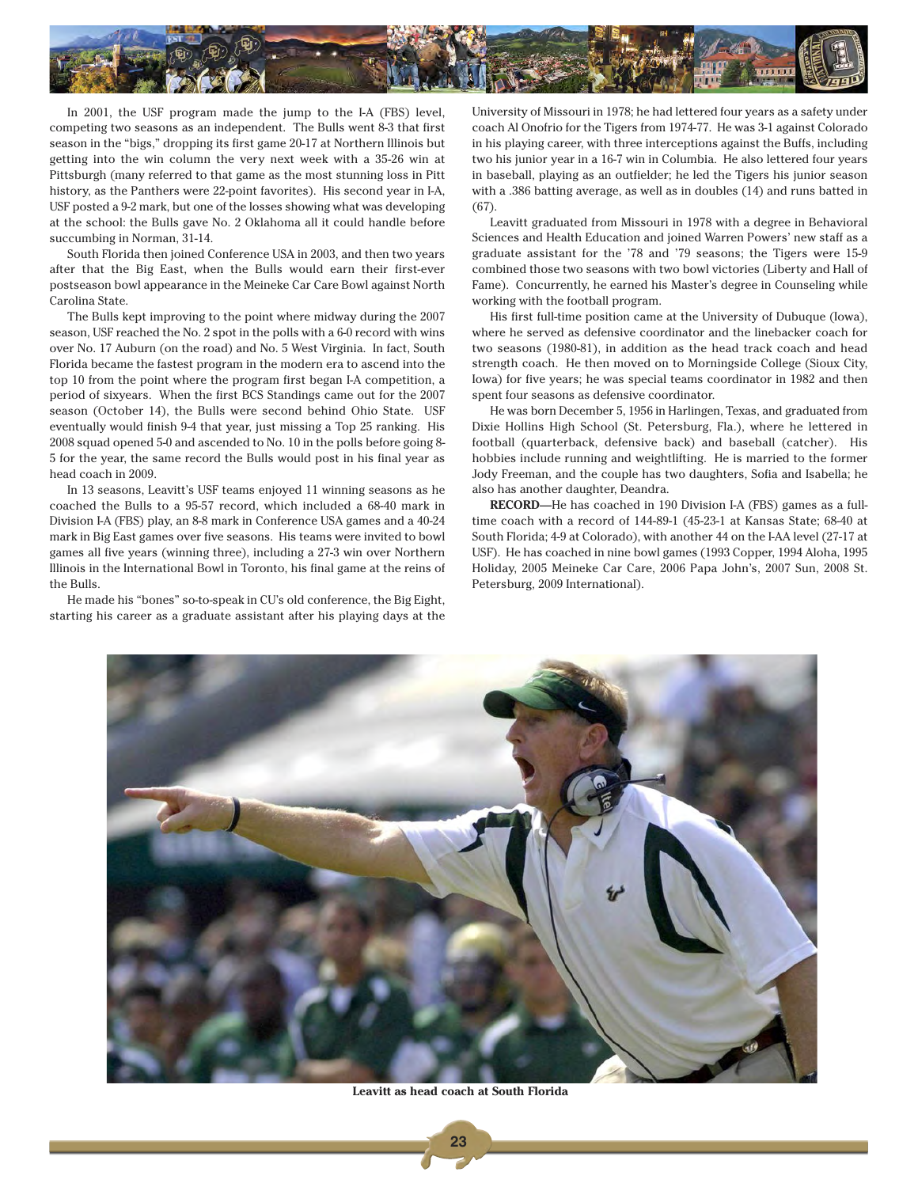In 2001, the USF program made the jump to the I-A (FBS) level, competing two seasons as an independent. The Bulls went 8-3 that first season in the "bigs," dropping its first game 20-17 at Northern Illinois but getting into the win column the very next week with a 35-26 win at Pittsburgh (many referred to that game as the most stunning loss in Pitt history, as the Panthers were 22-point favorites). His second year in I-A, USF posted a 9-2 mark, but one of the losses showing what was developing at the school: the Bulls gave No. 2 Oklahoma all it could handle before succumbing in Norman, 31-14.

South Florida then joined Conference USA in 2003, and then two years after that the Big East, when the Bulls would earn their first-ever postseason bowl appearance in the Meineke Car Care Bowl against North Carolina State.

The Bulls kept improving to the point where midway during the 2007 season, USF reached the No. 2 spot in the polls with a 6-0 record with wins over No. 17 Auburn (on the road) and No. 5 West Virginia. In fact, South Florida became the fastest program in the modern era to ascend into the top 10 from the point where the program first began I-A competition, a period of sixyears. When the first BCS Standings came out for the 2007 season (October 14), the Bulls were second behind Ohio State. USF eventually would finish 9-4 that year, just missing a Top 25 ranking. His 2008 squad opened 5-0 and ascended to No. 10 in the polls before going 8-5 for the year, the same record the Bulls would post in his final year as head coach in 2009.

In 13 seasons, Leavitt's USF teams enjoyed 11 winning seasons as he coached the Bulls to a 95-57 record, which included a 68-40 mark in Division I-A (FBS) play, an 8-8 mark in Conference USA games and a 40-24 mark in Big East games over five seasons. His teams were invited to bowl games all five years (winning three), including a 27-3 win over Northern Illinois in the International Bowl in Toronto, his final game at the reins of the Bulls.

He made his "bones" so-to-speak in CU's old conference, the Big Eight, starting his career as a graduate assistant after his playing days at the University of Missouri in 1978; he had lettered four years as a safety under coach Al Onofrio for the Tigers from 1974-77. He was 3-1 against Colorado in his playing career, with three interceptions against the Buffs, including two his junior year in a 16-7 win in Columbia. He also lettered four years in baseball, playing as an outfielder; he led the Tigers his junior season with a .386 batting average, as well as in doubles (14) and runs batted in (67).

Leavitt graduated from Missouri in 1978 with a degree in Behavioral Sciences and Health Education and joined Warren Powers' new staff as a graduate assistant for the '78 and '79 seasons; the Tigers were 15-9 combined those two seasons with two bowl victories (Liberty and Hall of Fame). Concurrently, he earned his Master's degree in Counseling while working with the football program.

His first full-time position came at the University of Dubuque (Iowa), where he served as defensive coordinator and the linebacker coach for two seasons (1980-81), in addition as the head track coach and head strength coach. He then moved on to Morningside College (Sioux City, Iowa) for five years; he was special teams coordinator in 1982 and then spent four seasons as defensive coordinator.

He was born December 5, 1956 in Harlingen, Texas, and graduated from Dixie Hollins High School (St. Petersburg, Fla.), where he lettered in football (quarterback, defensive back) and baseball (catcher). His hobbies include running and weightlifting. He is married to the former Jody Freeman, and the couple has two daughters, Sofia and Isabella; he also has another daughter, Deandra.

**RECORD—**He has coached in 190 Division I-A (FBS) games as a full-time coach with a record of 144-89-1 (45-23-1 at Kansas State; 68-40 at South Florida; 4-9 at Colorado), with another 44 on the I-AA level (27-17 at USF). He has coached in nine bowl games (1993 Copper, 1994 Aloha, 1995 Holiday, 2005 Meineke Car Care, 2006 Papa John's, 2007 Sun, 2008 St. Petersburg, 2009 International).

**Leavitt as head coach at South Florida**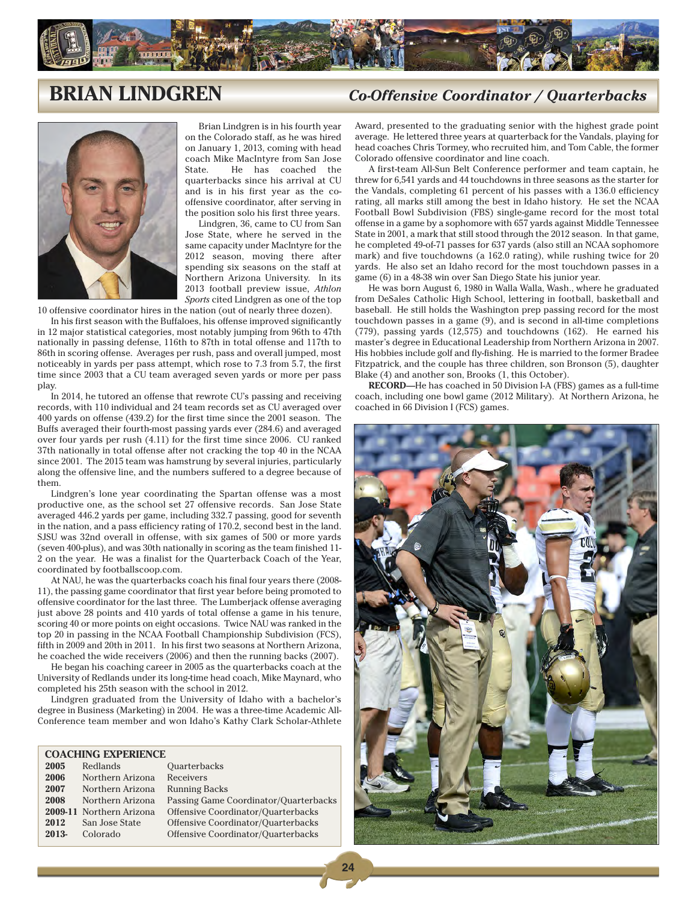# BRIAN LINDGREN

*Co-Offensive Coordinator / Quarterbacks*

Brian Lindgren is in his fourth year on the Colorado staff, as he was hired on January 1, 2013, coming with head coach Mike MacIntyre from San Jose State. He has coached the quarterbacks since his arrival at CU and is in his first year as the co-offensive coordinator, after serving in the position solo his first three years.

Lindgren, 36, came to CU from San Jose State, where he served in the same capacity under MacIntyre for the 2012 season, moving there after spending six seasons on the staff at Northern Arizona University. In its 2013 football preview issue, *Athlon Sports* cited Lindgren as one of the top 10 offensive coordinator hires in the nation (out of nearly three dozen).

In his first season with the Buffaloes, his offense improved significantly in 12 major statistical categories, most notably jumping from 96th to 47th nationally in passing defense, 116th to 87th in total offense and 117th to 86th in scoring offense. Averages per rush, pass and overall jumped, most noticeably in yards per pass attempt, which rose to 7.3 from 5.7, the first time since 2003 that a CU team averaged seven yards or more per pass play.

In 2014, he tutored an offense that rewrote CU's passing and receiving records, with 110 individual and 24 team records set as CU averaged over 400 yards on offense (439.2) for the first time since the 2001 season. The Buffs averaged their fourth-most passing yards ever (284.6) and averaged over four yards per rush (4.11) for the first time since 2006. CU ranked 37th nationally in total offense after not cracking the top 40 in the NCAA since 2001. The 2015 team was hamstrung by several injuries, particularly along the offensive line, and the numbers suffered to a degree because of them.

Lindgren's lone year coordinating the Spartan offense was a most productive one, as the school set 27 offensive records. San Jose State averaged 446.2 yards per game, including 332.7 passing, good for seventh in the nation, and a pass efficiency rating of 170.2, second best in the land. SJSU was 32nd overall in offense, with six games of 500 or more yards (seven 400-plus), and was 30th nationally in scoring as the team finished 11-2 on the year. He was a finalist for the Quarterback Coach of the Year, coordinated by footballscoop.com.

At NAU, he was the quarterbacks coach his final four years there (2008-11), the passing game coordinator that first year before being promoted to offensive coordinator for the last three. The Lumberjack offense averaging just above 28 points and 410 yards of total offense a game in his tenure, scoring 40 or more points on eight occasions. Twice NAU was ranked in the top 20 in passing in the NCAA Football Championship Subdivision (FCS), fifth in 2009 and 20th in 2011. In his first two seasons at Northern Arizona, he coached the wide receivers (2006) and then the running backs (2007).

He began his coaching career in 2005 as the quarterbacks coach at the University of Redlands under its long-time head coach, Mike Maynard, who completed his 25th season with the school in 2012.

Lindgren graduated from the University of Idaho with a bachelor's degree in Business (Marketing) in 2004. He was a three-time Academic All-Conference team member and won Idaho's Kathy Clark Scholar-Athlete Award, presented to the graduating senior with the highest grade point average. He lettered three years at quarterback for the Vandals, playing for head coaches Chris Tormey, who recruited him, and Tom Cable, the former Colorado offensive coordinator and line coach.

A first-team All-Sun Belt Conference performer and team captain, he threw for 6,541 yards and 44 touchdowns in three seasons as the starter for the Vandals, completing 61 percent of his passes with a 136.0 efficiency rating, all marks still among the best in Idaho history. He set the NCAA Football Bowl Subdivision (FBS) single-game record for the most total offense in a game by a sophomore with 657 yards against Middle Tennessee State in 2001, a mark that still stood through the 2012 season. In that game, he completed 49-of-71 passes for 637 yards (also still an NCAA sophomore mark) and five touchdowns (a 162.0 rating), while rushing twice for 20 yards. He also set an Idaho record for the most touchdown passes in a game (6) in a 48-38 win over San Diego State his junior year.

He was born August 6, 1980 in Walla Walla, Wash., where he graduated from DeSales Catholic High School, lettering in football, basketball and baseball. He still holds the Washington prep passing record for the most touchdown passes in a game (9), and is second in all-time completions (779), passing yards (12,575) and touchdowns (162). He earned his master's degree in Educational Leadership from Northern Arizona in 2007. His hobbies include golf and fly-fishing. He is married to the former Bradee Fitzpatrick, and the couple has three children, son Bronson (5), daughter Blake (4) and another son, Brooks (1, this October).

**RECORD—**He has coached in 50 Division I-A (FBS) games as a full-time coach, including one bowl game (2012 Military). At Northern Arizona, he coached in 66 Division I (FCS) games.

**COACHING EXPERIENCE**

| | | |
|---|---|---|
| **2005** | Redlands | Quarterbacks |
| **2006** | Northern Arizona | Receivers |
| **2007** | Northern Arizona | Running Backs |
| **2008** | Northern Arizona | Passing Game Coordinator/Quarterbacks |
| **2009-11** | Northern Arizona | Offensive Coordinator/Quarterbacks |
| **2012** | San Jose State | Offensive Coordinator/Quarterbacks |
| **2013-** | Colorado | Offensive Coordinator/Quarterbacks |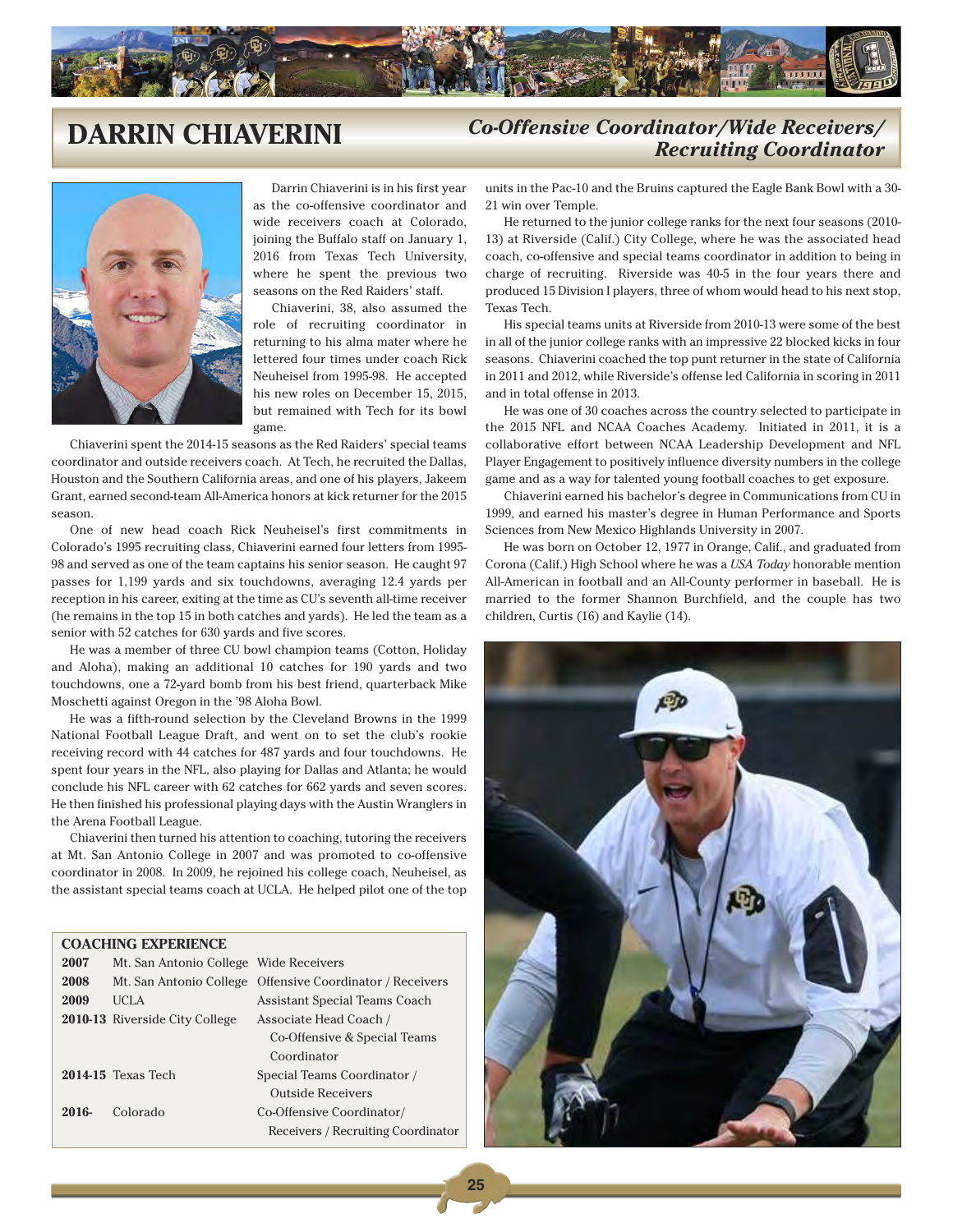# DARRIN CHIAVERINI

## *Co-Offensive Coordinator/Wide Receivers/ Recruiting Coordinator*

Darrin Chiaverini is in his first year as the co-offensive coordinator and wide receivers coach at Colorado, joining the Buffalo staff on January 1, 2016 from Texas Tech University, where he spent the previous two seasons on the Red Raiders' staff.

Chiaverini, 38, also assumed the role of recruiting coordinator in returning to his alma mater where he lettered four times under coach Rick Neuheisel from 1995-98. He accepted his new roles on December 15, 2015, but remained with Tech for its bowl game.

Chiaverini spent the 2014-15 seasons as the Red Raiders' special teams coordinator and outside receivers coach. At Tech, he recruited the Dallas, Houston and the Southern California areas, and one of his players, Jakeem Grant, earned second-team All-America honors at kick returner for the 2015 season.

One of new head coach Rick Neuheisel's first commitments in Colorado's 1995 recruiting class, Chiaverini earned four letters from 1995-98 and served as one of the team captains his senior season. He caught 97 passes for 1,199 yards and six touchdowns, averaging 12.4 yards per reception in his career, exiting at the time as CU's seventh all-time receiver (he remains in the top 15 in both catches and yards). He led the team as a senior with 52 catches for 630 yards and five scores.

He was a member of three CU bowl champion teams (Cotton, Holiday and Aloha), making an additional 10 catches for 190 yards and two touchdowns, one a 72-yard bomb from his best friend, quarterback Mike Moschetti against Oregon in the '98 Aloha Bowl.

He was a fifth-round selection by the Cleveland Browns in the 1999 National Football League Draft, and went on to set the club's rookie receiving record with 44 catches for 487 yards and four touchdowns. He spent four years in the NFL, also playing for Dallas and Atlanta; he would conclude his NFL career with 62 catches for 662 yards and seven scores. He then finished his professional playing days with the Austin Wranglers in the Arena Football League.

Chiaverini then turned his attention to coaching, tutoring the receivers at Mt. San Antonio College in 2007 and was promoted to co-offensive coordinator in 2008. In 2009, he rejoined his college coach, Neuheisel, as the assistant special teams coach at UCLA. He helped pilot one of the top units in the Pac-10 and the Bruins captured the Eagle Bank Bowl with a 30-21 win over Temple.

He returned to the junior college ranks for the next four seasons (2010-13) at Riverside (Calif.) City College, where he was the associated head coach, co-offensive and special teams coordinator in addition to being in charge of recruiting. Riverside was 40-5 in the four years there and produced 15 Division I players, three of whom would head to his next stop, Texas Tech.

His special teams units at Riverside from 2010-13 were some of the best in all of the junior college ranks with an impressive 22 blocked kicks in four seasons. Chiaverini coached the top punt returner in the state of California in 2011 and 2012, while Riverside's offense led California in scoring in 2011 and in total offense in 2013.

He was one of 30 coaches across the country selected to participate in the 2015 NFL and NCAA Coaches Academy. Initiated in 2011, it is a collaborative effort between NCAA Leadership Development and NFL Player Engagement to positively influence diversity numbers in the college game and as a way for talented young football coaches to get exposure.

Chiaverini earned his bachelor's degree in Communications from CU in 1999, and earned his master's degree in Human Performance and Sports Sciences from New Mexico Highlands University in 2007.

He was born on October 12, 1977 in Orange, Calif., and graduated from Corona (Calif.) High School where he was a *USA Today* honorable mention All-American in football and an All-County performer in baseball. He is married to the former Shannon Burchfield, and the couple has two children, Curtis (16) and Kaylie (14).

**COACHING EXPERIENCE**

| | | |
|---|---|---|
| **2007** | Mt. San Antonio College | Wide Receivers |
| **2008** | Mt. San Antonio College | Offensive Coordinator / Receivers |
| **2009** | UCLA | Assistant Special Teams Coach |
| **2010-13** | Riverside City College | Associate Head Coach / Co-Offensive & Special Teams Coordinator |
| **2014-15** | Texas Tech | Special Teams Coordinator / Outside Receivers |
| **2016-** | Colorado | Co-Offensive Coordinator/ Receivers / Recruiting Coordinator |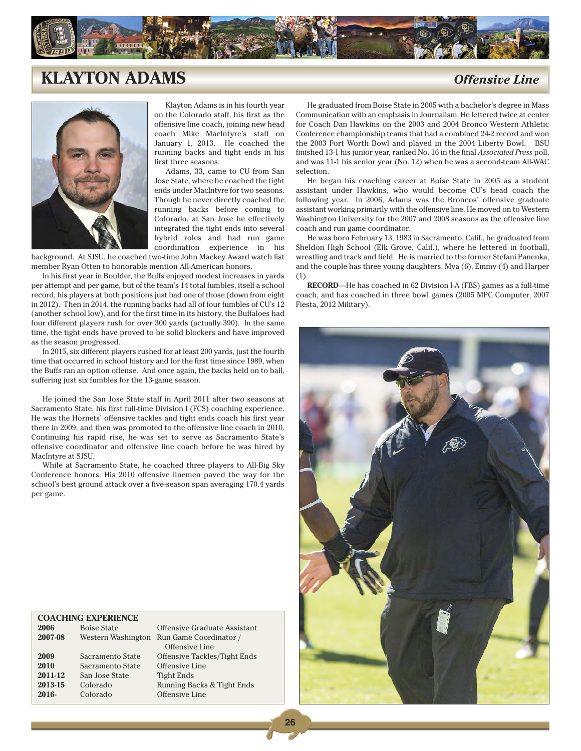# KLAYTON ADAMS

*Offensive Line*

Klayton Adams is in his fourth year on the Colorado staff, his first as the offensive line coach, joining new head coach Mike MacIntyre's staff on January 1, 2013. He coached the running backs and tight ends in his first three seasons.

Adams, 33, came to CU from San Jose State, where he coached the tight ends under MacIntyre for two seasons. Though he never directly coached the running backs before coming to Colorado, at San Jose he effectively integrated the tight ends into several hybrid roles and had run game coordination experience in his background. At SJSU, he coached two-time John Mackey Award watch list member Ryan Otten to honorable mention All-American honors.

In his first year in Boulder, the Buffs enjoyed modest increases in yards per attempt and per game, but of the team's 14 total fumbles, itself a school record, his players at both positions just had one of those (down from eight in 2012). Then in 2014, the running backs had all of four fumbles of CU's 12 (another school low), and for the first time in its history, the Buffaloes had four different players rush for over 300 yards (actually 390). In the same time, the tight ends have proved to be solid blockers and have improved as the season progressed.

In 2015, six different players rushed for at least 200 yards, just the fourth time that occurred in school history and for the first time since 1989, when the Buffs ran an option offense. And once again, the backs held on to ball, suffering just six fumbles for the 13-game season.

He joined the San Jose State staff in April 2011 after two seasons at Sacramento State, his first full-time Division I (FCS) coaching experience. He was the Hornets' offensive tackles and tight ends coach his first year there in 2009, and then was promoted to the offensive line coach in 2010. Continuing his rapid rise, he was set to serve as Sacramento State's offensive coordinator and offensive line coach before he was hired by MacIntyre at SJSU.

While at Sacramento State, he coached three players to All-Big Sky Conference honors. His 2010 offensive linemen paved the way for the school's best ground attack over a five-season span averaging 170.4 yards per game.

He graduated from Boise State in 2005 with a bachelor's degree in Mass Communication with an emphasis in Journalism. He lettered twice at center for Coach Dan Hawkins on the 2003 and 2004 Bronco Western Athletic Conference championship teams that had a combined 24-2 record and won the 2003 Fort Worth Bowl and played in the 2004 Liberty Bowl. BSU finished 13-1 his junior year, ranked No. 16 in the final *Associated Press* poll, and was 11-1 his senior year (No. 12) when he was a second-team All-WAC selection.

He began his coaching career at Boise State in 2005 as a student assistant under Hawkins, who would become CU's head coach the following year. In 2006, Adams was the Broncos' offensive graduate assistant working primarily with the offensive line. He moved on to Western Washington University for the 2007 and 2008 seasons as the offensive line coach and run game coordinator.

He was born February 13, 1983 in Sacramento, Calif., he graduated from Sheldon High School (Elk Grove, Calif.), where he lettered in football, wrestling and track and field. He is married to the former Stefani Panenka, and the couple has three young daughters, Mya (6), Emmy (4) and Harper (1).

**RECORD—**He has coached in 62 Division I-A (FBS) games as a full-time coach, and has coached in three bowl games (2005 MPC Computer, 2007 Fiesta, 2012 Military).

**COACHING EXPERIENCE**

| | | |
|---|---|---|
| **2006** | Boise State | Offensive Graduate Assistant |
| **2007-08** | Western Washington | Run Game Coordinator / Offensive Line |
| **2009** | Sacramento State | Offensive Tackles/Tight Ends |
| **2010** | Sacramento State | Offensive Line |
| **2011-12** | San Jose State | Tight Ends |
| **2013-15** | Colorado | Running Backs & Tight Ends |
| **2016-** | Colorado | Offensive Line |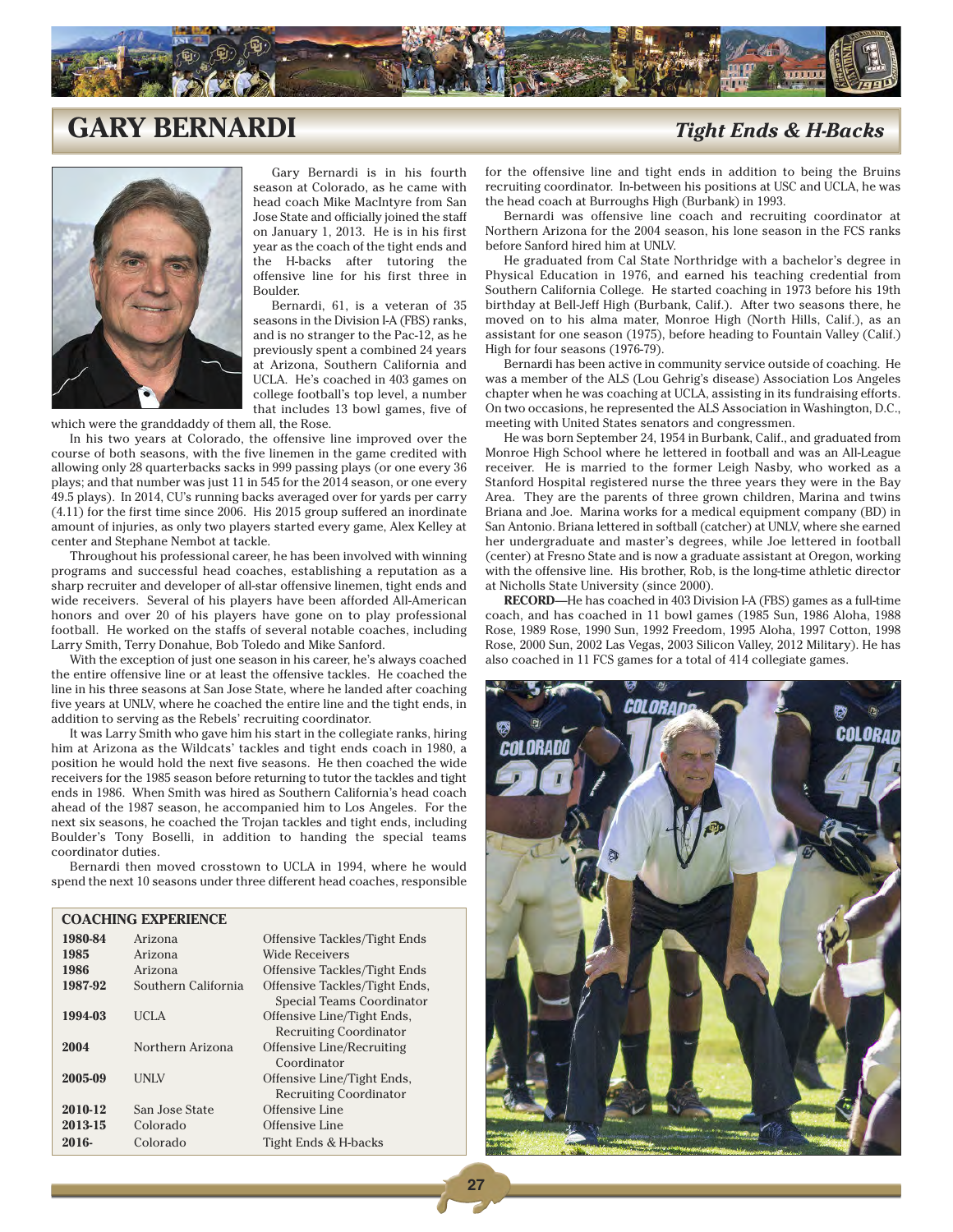# GARY BERNARDI

*Tight Ends & H-Backs*

Gary Bernardi is in his fourth season at Colorado, as he came with head coach Mike MacIntyre from San Jose State and officially joined the staff on January 1, 2013. He is in his first year as the coach of the tight ends and the H-backs after tutoring the offensive line for his first three in Boulder.

Bernardi, 61, is a veteran of 35 seasons in the Division I-A (FBS) ranks, and is no stranger to the Pac-12, as he previously spent a combined 24 years at Arizona, Southern California and UCLA. He's coached in 403 games on college football's top level, a number that includes 13 bowl games, five of which were the granddaddy of them all, the Rose.

In his two years at Colorado, the offensive line improved over the course of both seasons, with the five linemen in the game credited with allowing only 28 quarterbacks sacks in 999 passing plays (or one every 36 plays; and that number was just 11 in 545 for the 2014 season, or one every 49.5 plays). In 2014, CU's running backs averaged over for yards per carry (4.11) for the first time since 2006. His 2015 group suffered an inordinate amount of injuries, as only two players started every game, Alex Kelley at center and Stephane Nembot at tackle.

Throughout his professional career, he has been involved with winning programs and successful head coaches, establishing a reputation as a sharp recruiter and developer of all-star offensive linemen, tight ends and wide receivers. Several of his players have been afforded All-American honors and over 20 of his players have gone on to play professional football. He worked on the staffs of several notable coaches, including Larry Smith, Terry Donahue, Bob Toledo and Mike Sanford.

With the exception of just one season in his career, he's always coached the entire offensive line or at least the offensive tackles. He coached the line in his three seasons at San Jose State, where he landed after coaching five years at UNLV, where he coached the entire line and the tight ends, in addition to serving as the Rebels' recruiting coordinator.

It was Larry Smith who gave him his start in the collegiate ranks, hiring him at Arizona as the Wildcats' tackles and tight ends coach in 1980, a position he would hold the next five seasons. He then coached the wide receivers for the 1985 season before returning to tutor the tackles and tight ends in 1986. When Smith was hired as Southern California's head coach ahead of the 1987 season, he accompanied him to Los Angeles. For the next six seasons, he coached the Trojan tackles and tight ends, including Boulder's Tony Boselli, in addition to handing the special teams coordinator duties.

Bernardi then moved crosstown to UCLA in 1994, where he would spend the next 10 seasons under three different head coaches, responsible for the offensive line and tight ends in addition to being the Bruins recruiting coordinator. In-between his positions at USC and UCLA, he was the head coach at Burroughs High (Burbank) in 1993.

Bernardi was offensive line coach and recruiting coordinator at Northern Arizona for the 2004 season, his lone season in the FCS ranks before Sanford hired him at UNLV.

He graduated from Cal State Northridge with a bachelor's degree in Physical Education in 1976, and earned his teaching credential from Southern California College. He started coaching in 1973 before his 19th birthday at Bell-Jeff High (Burbank, Calif.). After two seasons there, he moved on to his alma mater, Monroe High (North Hills, Calif.), as an assistant for one season (1975), before heading to Fountain Valley (Calif.) High for four seasons (1976-79).

Bernardi has been active in community service outside of coaching. He was a member of the ALS (Lou Gehrig's disease) Association Los Angeles chapter when he was coaching at UCLA, assisting in its fundraising efforts. On two occasions, he represented the ALS Association in Washington, D.C., meeting with United States senators and congressmen.

He was born September 24, 1954 in Burbank, Calif., and graduated from Monroe High School where he lettered in football and was an All-League receiver. He is married to the former Leigh Nasby, who worked as a Stanford Hospital registered nurse the three years they were in the Bay Area. They are the parents of three grown children, Marina and twins Briana and Joe. Marina works for a medical equipment company (BD) in San Antonio. Briana lettered in softball (catcher) at UNLV, where she earned her undergraduate and master's degrees, while Joe lettered in football (center) at Fresno State and is now a graduate assistant at Oregon, working with the offensive line. His brother, Rob, is the long-time athletic director at Nicholls State University (since 2000).

**RECORD—**He has coached in 403 Division I-A (FBS) games as a full-time coach, and has coached in 11 bowl games (1985 Sun, 1986 Aloha, 1988 Rose, 1989 Rose, 1990 Sun, 1992 Freedom, 1995 Aloha, 1997 Cotton, 1998 Rose, 2000 Sun, 2002 Las Vegas, 2003 Silicon Valley, 2012 Military). He has also coached in 11 FCS games for a total of 414 collegiate games.

**COACHING EXPERIENCE**

| Years | School | Position |
|---|---|---|
| **1980-84** | Arizona | Offensive Tackles/Tight Ends |
| **1985** | Arizona | Wide Receivers |
| **1986** | Arizona | Offensive Tackles/Tight Ends |
| **1987-92** | Southern California | Offensive Tackles/Tight Ends, Special Teams Coordinator |
| **1994-03** | UCLA | Offensive Line/Tight Ends, Recruiting Coordinator |
| **2004** | Northern Arizona | Offensive Line/Recruiting Coordinator |
| **2005-09** | UNLV | Offensive Line/Tight Ends, Recruiting Coordinator |
| **2010-12** | San Jose State | Offensive Line |
| **2013-15** | Colorado | Offensive Line |
| **2016-** | Colorado | Tight Ends & H-backs |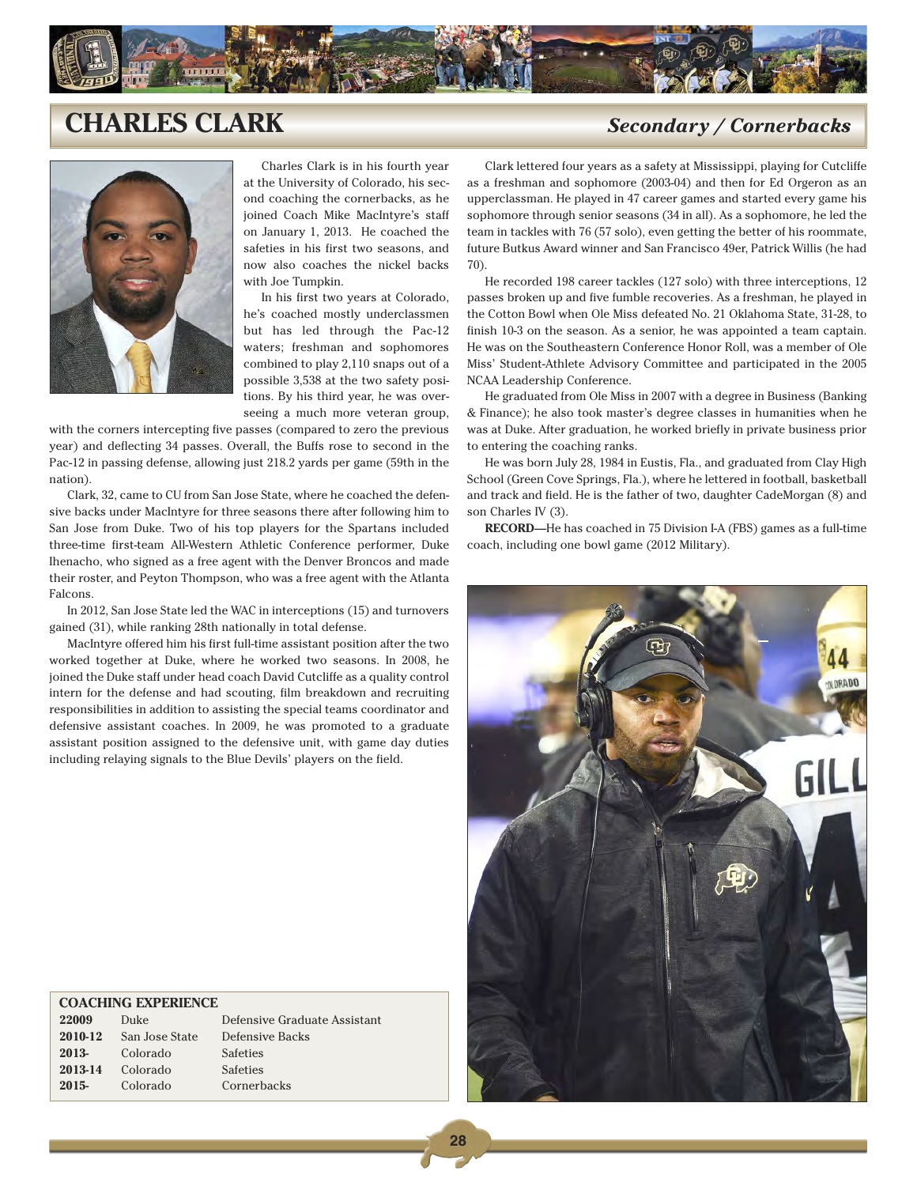# CHARLES CLARK

***Secondary / Cornerbacks***

Charles Clark is in his fourth year at the University of Colorado, his second coaching the cornerbacks, as he joined Coach Mike MacIntyre's staff on January 1, 2013. He coached the safeties in his first two seasons, and now also coaches the nickel backs with Joe Tumpkin.

In his first two years at Colorado, he's coached mostly underclassmen but has led through the Pac-12 waters; freshman and sophomores combined to play 2,110 snaps out of a possible 3,538 at the two safety positions. By his third year, he was overseeing a much more veteran group, with the corners intercepting five passes (compared to zero the previous year) and deflecting 34 passes. Overall, the Buffs rose to second in the Pac-12 in passing defense, allowing just 218.2 yards per game (59th in the nation).

Clark, 32, came to CU from San Jose State, where he coached the defensive backs under MacIntyre for three seasons there after following him to San Jose from Duke. Two of his top players for the Spartans included three-time first-team All-Western Athletic Conference performer, Duke Ihenacho, who signed as a free agent with the Denver Broncos and made their roster, and Peyton Thompson, who was a free agent with the Atlanta Falcons.

In 2012, San Jose State led the WAC in interceptions (15) and turnovers gained (31), while ranking 28th nationally in total defense.

MacIntyre offered him his first full-time assistant position after the two worked together at Duke, where he worked two seasons. In 2008, he joined the Duke staff under head coach David Cutcliffe as a quality control intern for the defense and had scouting, film breakdown and recruiting responsibilities in addition to assisting the special teams coordinator and defensive assistant coaches. In 2009, he was promoted to a graduate assistant position assigned to the defensive unit, with game day duties including relaying signals to the Blue Devils' players on the field.

Clark lettered four years as a safety at Mississippi, playing for Cutcliffe as a freshman and sophomore (2003-04) and then for Ed Orgeron as an upperclassman. He played in 47 career games and started every game his sophomore through senior seasons (34 in all). As a sophomore, he led the team in tackles with 76 (57 solo), even getting the better of his roommate, future Butkus Award winner and San Francisco 49er, Patrick Willis (he had 70).

He recorded 198 career tackles (127 solo) with three interceptions, 12 passes broken up and five fumble recoveries. As a freshman, he played in the Cotton Bowl when Ole Miss defeated No. 21 Oklahoma State, 31-28, to finish 10-3 on the season. As a senior, he was appointed a team captain. He was on the Southeastern Conference Honor Roll, was a member of Ole Miss' Student-Athlete Advisory Committee and participated in the 2005 NCAA Leadership Conference.

He graduated from Ole Miss in 2007 with a degree in Business (Banking & Finance); he also took master's degree classes in humanities when he was at Duke. After graduation, he worked briefly in private business prior to entering the coaching ranks.

He was born July 28, 1984 in Eustis, Fla., and graduated from Clay High School (Green Cove Springs, Fla.), where he lettered in football, basketball and track and field. He is the father of two, daughter CadeMorgan (8) and son Charles IV (3).

**RECORD—**He has coached in 75 Division I-A (FBS) games as a full-time coach, including one bowl game (2012 Military).

**COACHING EXPERIENCE**

| | | |
|---|---|---|
| **22009** | Duke | Defensive Graduate Assistant |
| **2010-12** | San Jose State | Defensive Backs |
| **2013-** | Colorado | Safeties |
| **2013-14** | Colorado | Safeties |
| **2015-** | Colorado | Cornerbacks |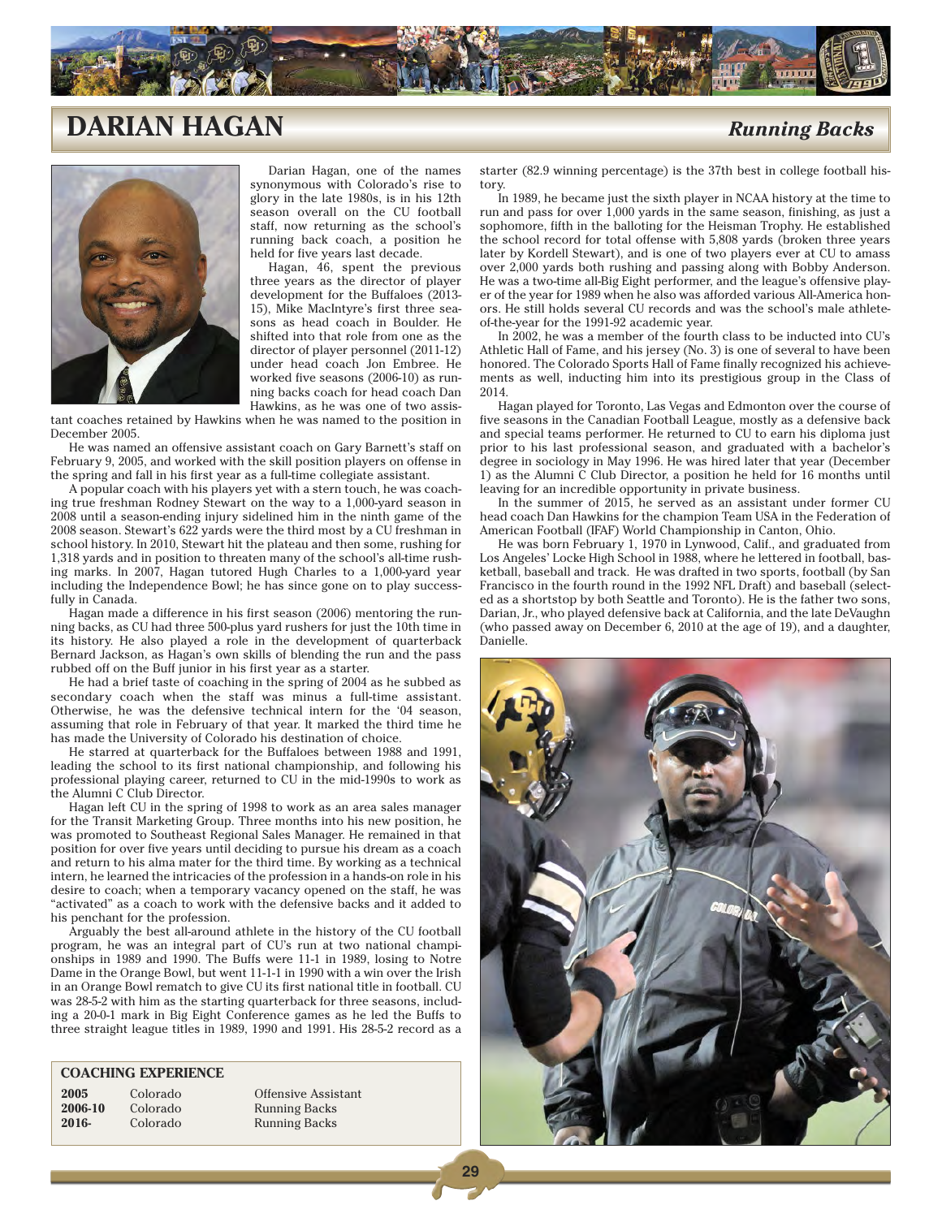# DARIAN HAGAN

*Running Backs*

Darian Hagan, one of the names synonymous with Colorado's rise to glory in the late 1980s, is in his 12th season overall on the CU football staff, now returning as the school's running back coach, a position he held for five years last decade.

Hagan, 46, spent the previous three years as the director of player development for the Buffaloes (2013-15), Mike MacIntyre's first three seasons as head coach in Boulder. He shifted into that role from one as the director of player personnel (2011-12) under head coach Jon Embree. He worked five seasons (2006-10) as running backs coach for head coach Dan Hawkins, as he was one of two assistant coaches retained by Hawkins when he was named to the position in December 2005.

He was named an offensive assistant coach on Gary Barnett's staff on February 9, 2005, and worked with the skill position players on offense in the spring and fall in his first year as a full-time collegiate assistant.

A popular coach with his players yet with a stern touch, he was coaching true freshman Rodney Stewart on the way to a 1,000-yard season in 2008 until a season-ending injury sidelined him in the ninth game of the 2008 season. Stewart's 622 yards were the third most by a CU freshman in school history. In 2010, Stewart hit the plateau and then some, rushing for 1,318 yards and in position to threaten many of the school's all-time rushing marks. In 2007, Hagan tutored Hugh Charles to a 1,000-yard year including the Independence Bowl; he has since gone on to play successfully in Canada.

Hagan made a difference in his first season (2006) mentoring the running backs, as CU had three 500-plus yard rushers for just the 10th time in its history. He also played a role in the development of quarterback Bernard Jackson, as Hagan's own skills of blending the run and the pass rubbed off on the Buff junior in his first year as a starter.

He had a brief taste of coaching in the spring of 2004 as he subbed as secondary coach when the staff was minus a full-time assistant. Otherwise, he was the defensive technical intern for the '04 season, assuming that role in February of that year. It marked the third time he has made the University of Colorado his destination of choice.

He starred at quarterback for the Buffaloes between 1988 and 1991, leading the school to its first national championship, and following his professional playing career, returned to CU in the mid-1990s to work as the Alumni C Club Director.

Hagan left CU in the spring of 1998 to work as an area sales manager for the Transit Marketing Group. Three months into his new position, he was promoted to Southeast Regional Sales Manager. He remained in that position for over five years until deciding to pursue his dream as a coach and return to his alma mater for the third time. By working as a technical intern, he learned the intricacies of the profession in a hands-on role in his desire to coach; when a temporary vacancy opened on the staff, he was "activated" as a coach to work with the defensive backs and it added to his penchant for the profession.

Arguably the best all-around athlete in the history of the CU football program, he was an integral part of CU's run at two national championships in 1989 and 1990. The Buffs were 11-1 in 1989, losing to Notre Dame in the Orange Bowl, but went 11-1-1 in 1990 with a win over the Irish in an Orange Bowl rematch to give CU its first national title in football. CU was 28-5-2 with him as the starting quarterback for three seasons, including a 20-0-1 mark in Big Eight Conference games as he led the Buffs to three straight league titles in 1989, 1990 and 1991. His 28-5-2 record as a starter (82.9 winning percentage) is the 37th best in college football history.

In 1989, he became just the sixth player in NCAA history at the time to run and pass for over 1,000 yards in the same season, finishing, as just a sophomore, fifth in the balloting for the Heisman Trophy. He established the school record for total offense with 5,808 yards (broken three years later by Kordell Stewart), and is one of two players ever at CU to amass over 2,000 yards both rushing and passing along with Bobby Anderson. He was a two-time all-Big Eight performer, and the league's offensive player of the year for 1989 when he also was afforded various All-America honors. He still holds several CU records and was the school's male athlete-of-the-year for the 1991-92 academic year.

In 2002, he was a member of the fourth class to be inducted into CU's Athletic Hall of Fame, and his jersey (No. 3) is one of several to have been honored. The Colorado Sports Hall of Fame finally recognized his achievements as well, inducting him into its prestigious group in the Class of 2014.

Hagan played for Toronto, Las Vegas and Edmonton over the course of five seasons in the Canadian Football League, mostly as a defensive back and special teams performer. He returned to CU to earn his diploma just prior to his last professional season, and graduated with a bachelor's degree in sociology in May 1996. He was hired later that year (December 1) as the Alumni C Club Director, a position he held for 16 months until leaving for an incredible opportunity in private business.

In the summer of 2015, he served as an assistant under former CU head coach Dan Hawkins for the champion Team USA in the Federation of American Football (IFAF) World Championship in Canton, Ohio.

He was born February 1, 1970 in Lynwood, Calif., and graduated from Los Angeles' Locke High School in 1988, where he lettered in football, basketball, baseball and track. He was drafted in two sports, football (by San Francisco in the fourth round in the 1992 NFL Draft) and baseball (selected as a shortstop by both Seattle and Toronto). He is the father two sons, Darian, Jr., who played defensive back at California, and the late DeVaughn (who passed away on December 6, 2010 at the age of 19), and a daughter, Danielle.

## COACHING EXPERIENCE

| | | |
|---|---|---|
| **2005** | Colorado | Offensive Assistant |
| **2006-10** | Colorado | Running Backs |
| **2016-** | Colorado | Running Backs |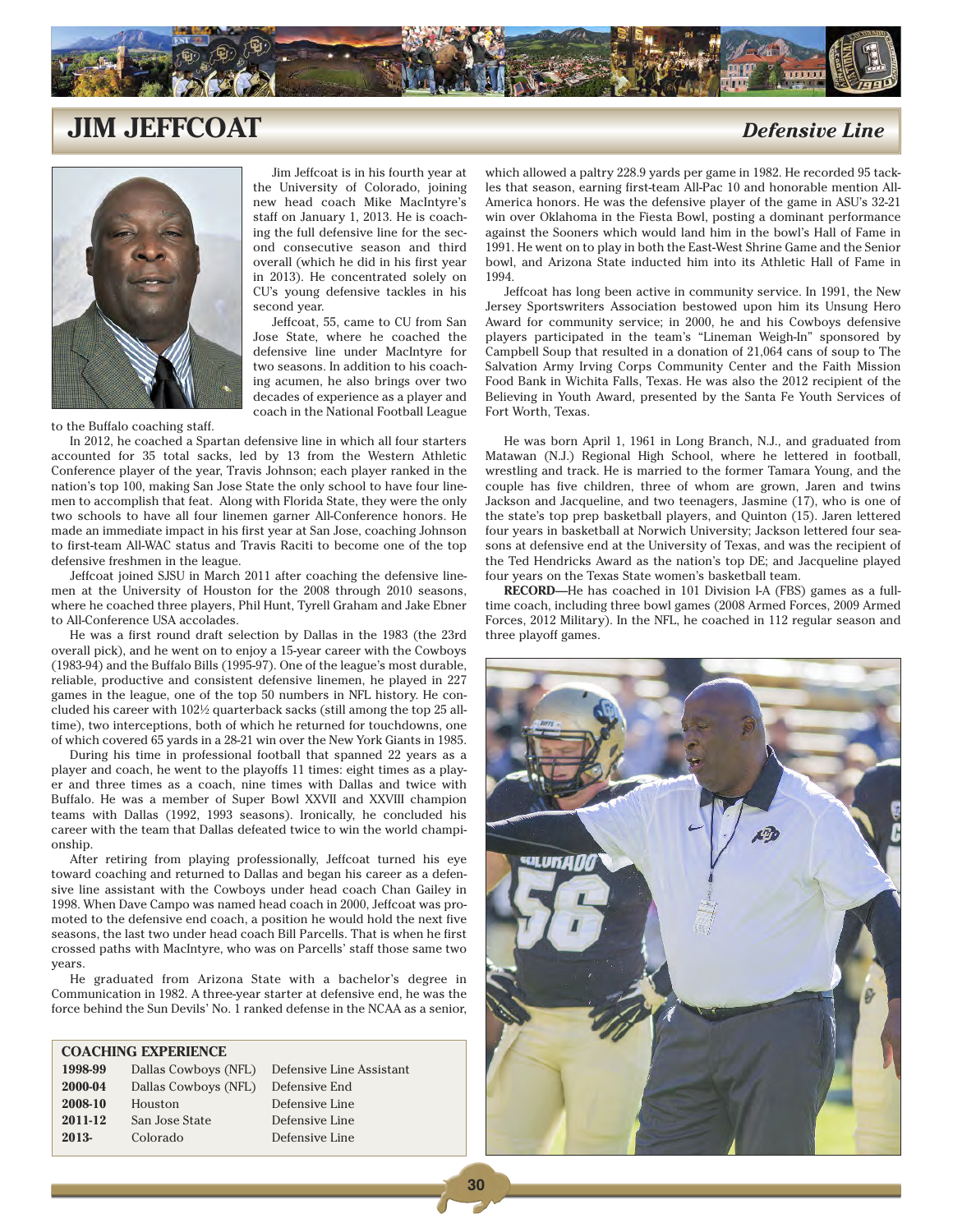# JIM JEFFCOAT

*Defensive Line*

Jim Jeffcoat is in his fourth year at the University of Colorado, joining new head coach Mike MacIntyre's staff on January 1, 2013. He is coaching the full defensive line for the second consecutive season and third overall (which he did in his first year in 2013). He concentrated solely on CU's young defensive tackles in his second year.

Jeffcoat, 55, came to CU from San Jose State, where he coached the defensive line under MacIntyre for two seasons. In addition to his coaching acumen, he also brings over two decades of experience as a player and coach in the National Football League to the Buffalo coaching staff.

In 2012, he coached a Spartan defensive line in which all four starters accounted for 35 total sacks, led by 13 from the Western Athletic Conference player of the year, Travis Johnson; each player ranked in the nation's top 100, making San Jose State the only school to have four linemen to accomplish that feat. Along with Florida State, they were the only two schools to have all four linemen garner All-Conference honors. He made an immediate impact in his first year at San Jose, coaching Johnson to first-team All-WAC status and Travis Raciti to become one of the top defensive freshmen in the league.

Jeffcoat joined SJSU in March 2011 after coaching the defensive linemen at the University of Houston for the 2008 through 2010 seasons, where he coached three players, Phil Hunt, Tyrell Graham and Jake Ebner to All-Conference USA accolades.

He was a first round draft selection by Dallas in the 1983 (the 23rd overall pick), and he went on to enjoy a 15-year career with the Cowboys (1983-94) and the Buffalo Bills (1995-97). One of the league's most durable, reliable, productive and consistent defensive linemen, he played in 227 games in the league, one of the top 50 numbers in NFL history. He concluded his career with 102½ quarterback sacks (still among the top 25 all-time), two interceptions, both of which he returned for touchdowns, one of which covered 65 yards in a 28-21 win over the New York Giants in 1985.

During his time in professional football that spanned 22 years as a player and coach, he went to the playoffs 11 times: eight times as a player and three times as a coach, nine times with Dallas and twice with Buffalo. He was a member of Super Bowl XXVII and XXVIII champion teams with Dallas (1992, 1993 seasons). Ironically, he concluded his career with the team that Dallas defeated twice to win the world championship.

After retiring from playing professionally, Jeffcoat turned his eye toward coaching and returned to Dallas and began his career as a defensive line assistant with the Cowboys under head coach Chan Gailey in 1998. When Dave Campo was named head coach in 2000, Jeffcoat was promoted to the defensive end coach, a position he would hold the next five seasons, the last two under head coach Bill Parcells. That is when he first crossed paths with MacIntyre, who was on Parcells' staff those same two years.

He graduated from Arizona State with a bachelor's degree in Communication in 1982. A three-year starter at defensive end, he was the force behind the Sun Devils' No. 1 ranked defense in the NCAA as a senior, which allowed a paltry 228.9 yards per game in 1982. He recorded 95 tackles that season, earning first-team All-Pac 10 and honorable mention All-America honors. He was the defensive player of the game in ASU's 32-21 win over Oklahoma in the Fiesta Bowl, posting a dominant performance against the Sooners which would land him in the bowl's Hall of Fame in 1991. He went on to play in both the East-West Shrine Game and the Senior bowl, and Arizona State inducted him into its Athletic Hall of Fame in 1994.

Jeffcoat has long been active in community service. In 1991, the New Jersey Sportswriters Association bestowed upon him its Unsung Hero Award for community service; in 2000, he and his Cowboys defensive players participated in the team's "Lineman Weigh-In" sponsored by Campbell Soup that resulted in a donation of 21,064 cans of soup to The Salvation Army Irving Corps Community Center and the Faith Mission Food Bank in Wichita Falls, Texas. He was also the 2012 recipient of the Believing in Youth Award, presented by the Santa Fe Youth Services of Fort Worth, Texas.

He was born April 1, 1961 in Long Branch, N.J., and graduated from Matawan (N.J.) Regional High School, where he lettered in football, wrestling and track. He is married to the former Tamara Young, and the couple has five children, three of whom are grown, Jaren and twins Jackson and Jacqueline, and two teenagers, Jasmine (17), who is one of the state's top prep basketball players, and Quinton (15). Jaren lettered four years in basketball at Norwich University; Jackson lettered four seasons at defensive end at the University of Texas, and was the recipient of the Ted Hendricks Award as the nation's top DE; and Jacqueline played four years on the Texas State women's basketball team.

**RECORD—**He has coached in 101 Division I-A (FBS) games as a full-time coach, including three bowl games (2008 Armed Forces, 2009 Armed Forces, 2012 Military). In the NFL, he coached in 112 regular season and three playoff games.

**COACHING EXPERIENCE**

| | | |
|---|---|---|
| **1998-99** | Dallas Cowboys (NFL) | Defensive Line Assistant |
| **2000-04** | Dallas Cowboys (NFL) | Defensive End |
| **2008-10** | Houston | Defensive Line |
| **2011-12** | San Jose State | Defensive Line |
| **2013-** | Colorado | Defensive Line |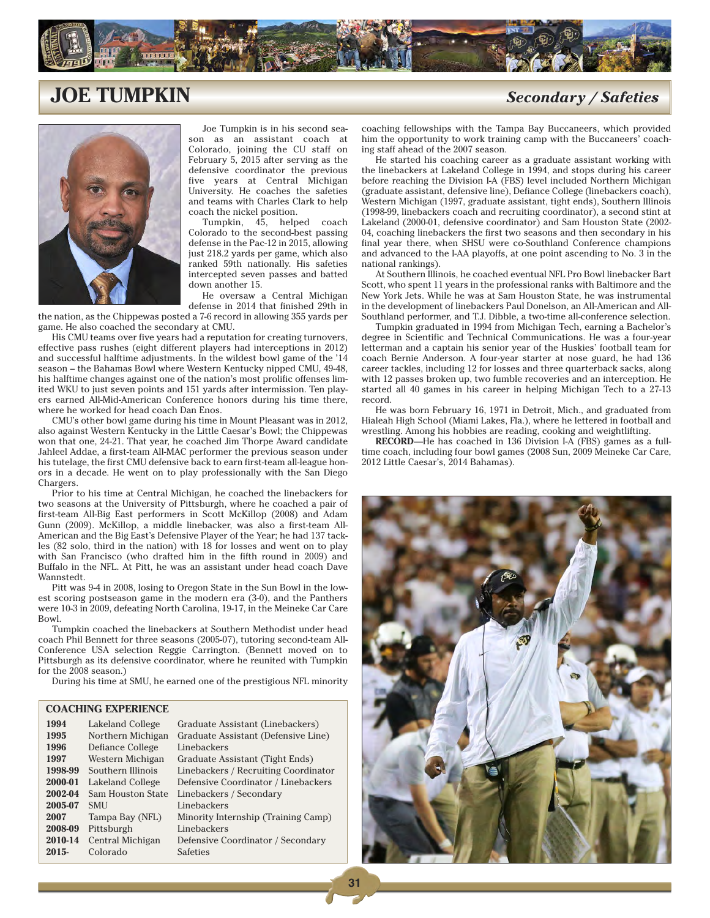# JOE TUMPKIN

*Secondary / Safeties*

Joe Tumpkin is in his second season as an assistant coach at Colorado, joining the CU staff on February 5, 2015 after serving as the defensive coordinator the previous five years at Central Michigan University. He coaches the safeties and teams with Charles Clark to help coach the nickel position.

Tumpkin, 45, helped coach Colorado to the second-best passing defense in the Pac-12 in 2015, allowing just 218.2 yards per game, which also ranked 59th nationally. His safeties intercepted seven passes and batted down another 15.

He oversaw a Central Michigan defense in 2014 that finished 29th in the nation, as the Chippewas posted a 7-6 record in allowing 355 yards per game. He also coached the secondary at CMU.

His CMU teams over five years had a reputation for creating turnovers, effective pass rushes (eight different players had interceptions in 2012) and successful halftime adjustments. In the wildest bowl game of the '14 season – the Bahamas Bowl where Western Kentucky nipped CMU, 49-48, his halftime changes against one of the nation's most prolific offenses limited WKU to just seven points and 151 yards after intermission. Ten players earned All-Mid-American Conference honors during his time there, where he worked for head coach Dan Enos.

CMU's other bowl game during his time in Mount Pleasant was in 2012, also against Western Kentucky in the Little Caesar's Bowl; the Chippewas won that one, 24-21. That year, he coached Jim Thorpe Award candidate Jahleel Addae, a first-team All-MAC performer the previous season under his tutelage, the first CMU defensive back to earn first-team all-league honors in a decade. He went on to play professionally with the San Diego Chargers.

Prior to his time at Central Michigan, he coached the linebackers for two seasons at the University of Pittsburgh, where he coached a pair of first-team All-Big East performers in Scott McKillop (2008) and Adam Gunn (2009). McKillop, a middle linebacker, was also a first-team All-American and the Big East's Defensive Player of the Year; he had 137 tackles (82 solo, third in the nation) with 18 for losses and went on to play with San Francisco (who drafted him in the fifth round in 2009) and Buffalo in the NFL. At Pitt, he was an assistant under head coach Dave Wannstedt.

Pitt was 9-4 in 2008, losing to Oregon State in the Sun Bowl in the lowest scoring postseason game in the modern era (3-0), and the Panthers were 10-3 in 2009, defeating North Carolina, 19-17, in the Meineke Car Care Bowl.

Tumpkin coached the linebackers at Southern Methodist under head coach Phil Bennett for three seasons (2005-07), tutoring second-team All-Conference USA selection Reggie Carrington. (Bennett moved on to Pittsburgh as its defensive coordinator, where he reunited with Tumpkin for the 2008 season.)

During his time at SMU, he earned one of the prestigious NFL minority coaching fellowships with the Tampa Bay Buccaneers, which provided him the opportunity to work training camp with the Buccaneers' coaching staff ahead of the 2007 season.

He started his coaching career as a graduate assistant working with the linebackers at Lakeland College in 1994, and stops during his career before reaching the Division I-A (FBS) level included Northern Michigan (graduate assistant, defensive line), Defiance College (linebackers coach), Western Michigan (1997, graduate assistant, tight ends), Southern Illinois (1998-99, linebackers coach and recruiting coordinator), a second stint at Lakeland (2000-01, defensive coordinator) and Sam Houston State (2002-04, coaching linebackers the first two seasons and then secondary in his final year there, when SHSU were co-Southland Conference champions and advanced to the I-AA playoffs, at one point ascending to No. 3 in the national rankings).

At Southern Illinois, he coached eventual NFL Pro Bowl linebacker Bart Scott, who spent 11 years in the professional ranks with Baltimore and the New York Jets. While he was at Sam Houston State, he was instrumental in the development of linebackers Paul Donelson, an All-American and All-Southland performer, and T.J. Dibble, a two-time all-conference selection.

Tumpkin graduated in 1994 from Michigan Tech, earning a Bachelor's degree in Scientific and Technical Communications. He was a four-year letterman and a captain his senior year of the Huskies' football team for coach Bernie Anderson. A four-year starter at nose guard, he had 136 career tackles, including 12 for losses and three quarterback sacks, along with 12 passes broken up, two fumble recoveries and an interception. He started all 40 games in his career in helping Michigan Tech to a 27-13 record.

He was born February 16, 1971 in Detroit, Mich., and graduated from Hialeah High School (Miami Lakes, Fla.), where he lettered in football and wrestling. Among his hobbies are reading, cooking and weightlifting.

**RECORD**—He has coached in 136 Division I-A (FBS) games as a full-time coach, including four bowl games (2008 Sun, 2009 Meineke Car Care, 2012 Little Caesar's, 2014 Bahamas).

**COACHING EXPERIENCE**

| | | |
|---|---|---|
| **1994** | Lakeland College | Graduate Assistant (Linebackers) |
| **1995** | Northern Michigan | Graduate Assistant (Defensive Line) |
| **1996** | Defiance College | Linebackers |
| **1997** | Western Michigan | Graduate Assistant (Tight Ends) |
| **1998-99** | Southern Illinois | Linebackers / Recruiting Coordinator |
| **2000-01** | Lakeland College | Defensive Coordinator / Linebackers |
| **2002-04** | Sam Houston State | Linebackers / Secondary |
| **2005-07** | SMU | Linebackers |
| **2007** | Tampa Bay (NFL) | Minority Internship (Training Camp) |
| **2008-09** | Pittsburgh | Linebackers |
| **2010-14** | Central Michigan | Defensive Coordinator / Secondary |
| **2015-** | Colorado | Safeties |